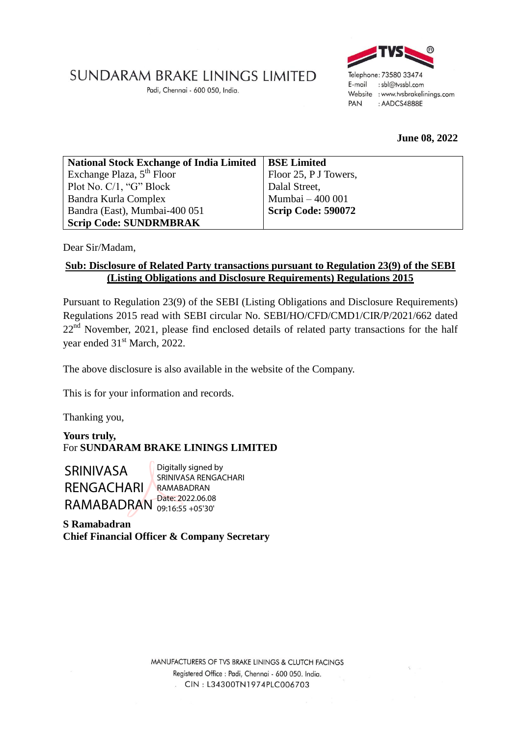# SUNDARAM BRAKE LININGS LIMITED

Padi, Chennai - 600 050, India.

Telephone: 73580 33474
E-mail : sbl@tvssbl.com
Website : www.tvsbrakelinings.com
PAN : AADCS4888E

**June 08, 2022**

| **National Stock Exchange of India Limited** | **BSE Limited** |
|---|---|
| Exchange Plaza, 5th Floor | Floor 25, P J Towers, |
| Plot No. C/1, "G" Block | Dalal Street, |
| Bandra Kurla Complex | Mumbai – 400 001 |
| Bandra (East), Mumbai-400 051 | **Scrip Code: 590072** |
| **Scrip Code: SUNDRMBRAK** | |

Dear Sir/Madam,

**Sub: Disclosure of Related Party transactions pursuant to Regulation 23(9) of the SEBI (Listing Obligations and Disclosure Requirements) Regulations 2015**

Pursuant to Regulation 23(9) of the SEBI (Listing Obligations and Disclosure Requirements) Regulations 2015 read with SEBI circular No. SEBI/HO/CFD/CMD1/CIR/P/2021/662 dated 22nd November, 2021, please find enclosed details of related party transactions for the half year ended 31st March, 2022.

The above disclosure is also available in the website of the Company.

This is for your information and records.

Thanking you,

**Yours truly,**
For **SUNDARAM BRAKE LININGS LIMITED**

SRINIVASA RENGACHARI RAMABADRAN
Digitally signed by SRINIVASA RENGACHARI RAMABADRAN
Date: 2022.06.08 09:16:55 +05'30'

**S Ramabadran**
**Chief Financial Officer & Company Secretary**

MANUFACTURERS OF TVS BRAKE LININGS & CLUTCH FACINGS
Registered Office : Padi, Chennai - 600 050. India.
CIN : L34300TN1974PLC006703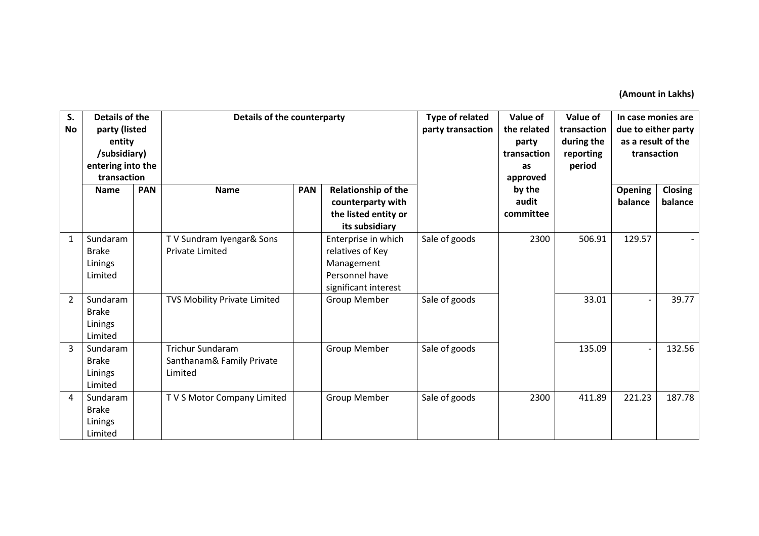**(Amount in Lakhs)**

| S. No | Details of the party (listed entity /subsidiary) entering into the transaction | | Details of the counterparty | | | Type of related party transaction | Value of the related party transaction as approved by the audit committee | Value of transaction during the reporting period | In case monies are due to either party as a result of the transaction | |
|---|---|---|---|---|---|---|---|---|---|---|
| | Name | PAN | Name | PAN | Relationship of the counterparty with the listed entity or its subsidiary | | | | Opening balance | Closing balance |
| 1 | Sundaram Brake Linings Limited | | T V Sundram Iyengar& Sons Private Limited | | Enterprise in which relatives of Key Management Personnel have significant interest | Sale of goods | 2300 | 506.91 | 129.57 | - |
| 2 | Sundaram Brake Linings Limited | | TVS Mobility Private Limited | | Group Member | Sale of goods | | 33.01 | - | 39.77 |
| 3 | Sundaram Brake Linings Limited | | Trichur Sundaram Santhanam& Family Private Limited | | Group Member | Sale of goods | | 135.09 | - | 132.56 |
| 4 | Sundaram Brake Linings Limited | | T V S Motor Company Limited | | Group Member | Sale of goods | 2300 | 411.89 | 221.23 | 187.78 |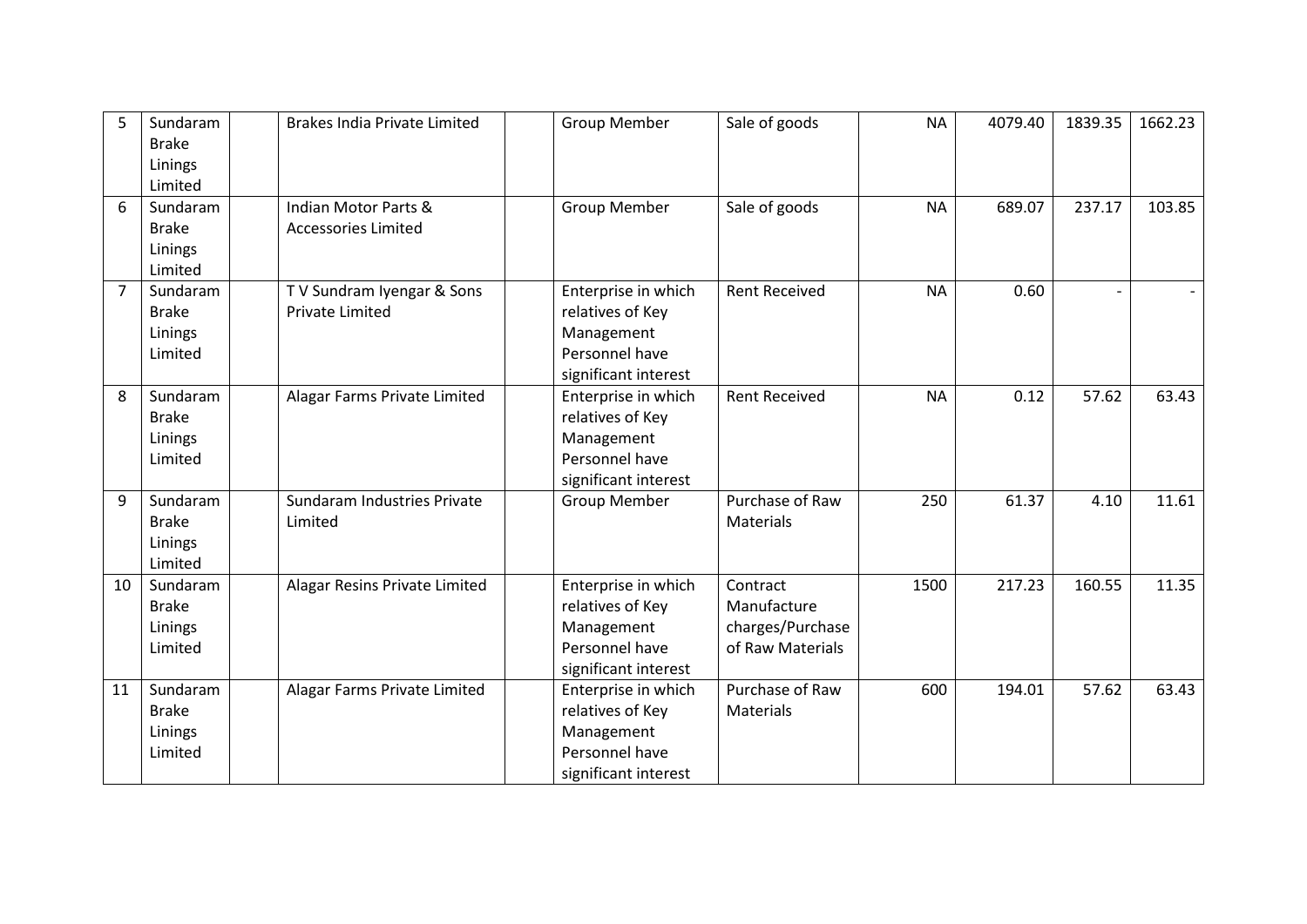| | | | | | | | | | | |
|---|---|---|---|---|---|---|---|---|---|---|
| 5 | Sundaram Brake Linings Limited | | Brakes India Private Limited | | Group Member | Sale of goods | NA | 4079.40 | 1839.35 | 1662.23 |
| 6 | Sundaram Brake Linings Limited | | Indian Motor Parts & Accessories Limited | | Group Member | Sale of goods | NA | 689.07 | 237.17 | 103.85 |
| 7 | Sundaram Brake Linings Limited | | T V Sundram Iyengar & Sons Private Limited | | Enterprise in which relatives of Key Management Personnel have significant interest | Rent Received | NA | 0.60 | - | - |
| 8 | Sundaram Brake Linings Limited | | Alagar Farms Private Limited | | Enterprise in which relatives of Key Management Personnel have significant interest | Rent Received | NA | 0.12 | 57.62 | 63.43 |
| 9 | Sundaram Brake Linings Limited | | Sundaram Industries Private Limited | | Group Member | Purchase of Raw Materials | 250 | 61.37 | 4.10 | 11.61 |
| 10 | Sundaram Brake Linings Limited | | Alagar Resins Private Limited | | Enterprise in which relatives of Key Management Personnel have significant interest | Contract Manufacture charges/Purchase of Raw Materials | 1500 | 217.23 | 160.55 | 11.35 |
| 11 | Sundaram Brake Linings Limited | | Alagar Farms Private Limited | | Enterprise in which relatives of Key Management Personnel have significant interest | Purchase of Raw Materials | 600 | 194.01 | 57.62 | 63.43 |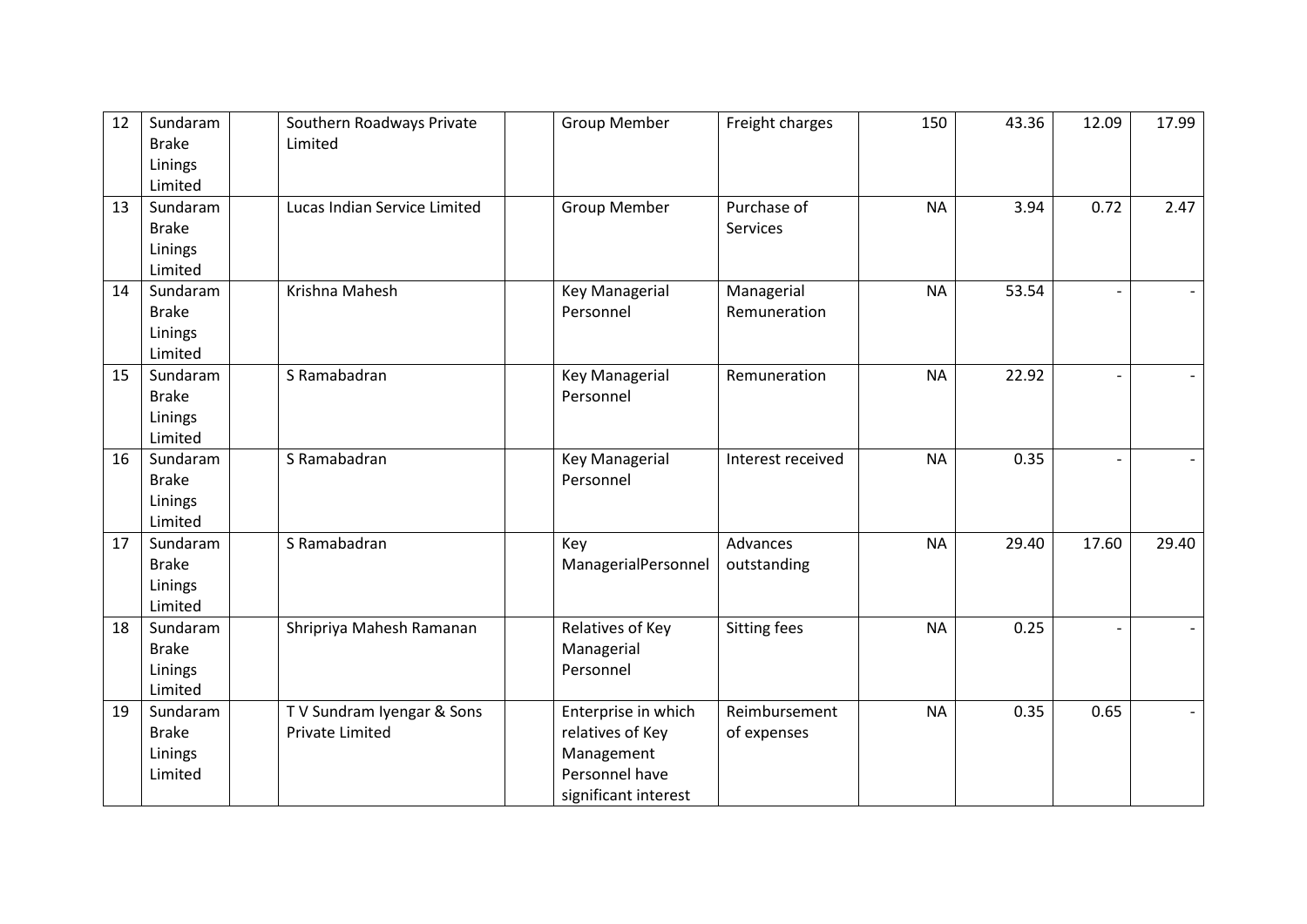| 12 | Sundaram Brake Linings Limited | | Southern Roadways Private Limited | | Group Member | Freight charges | 150 | 43.36 | 12.09 | 17.99 |
|---|---|---|---|---|---|---|---|---|---|---|
| 13 | Sundaram Brake Linings Limited | | Lucas Indian Service Limited | | Group Member | Purchase of Services | NA | 3.94 | 0.72 | 2.47 |
| 14 | Sundaram Brake Linings Limited | | Krishna Mahesh | | Key Managerial Personnel | Managerial Remuneration | NA | 53.54 | - | - |
| 15 | Sundaram Brake Linings Limited | | S Ramabadran | | Key Managerial Personnel | Remuneration | NA | 22.92 | - | - |
| 16 | Sundaram Brake Linings Limited | | S Ramabadran | | Key Managerial Personnel | Interest received | NA | 0.35 | - | - |
| 17 | Sundaram Brake Linings Limited | | S Ramabadran | | Key ManagerialPersonnel | Advances outstanding | NA | 29.40 | 17.60 | 29.40 |
| 18 | Sundaram Brake Linings Limited | | Shripriya Mahesh Ramanan | | Relatives of Key Managerial Personnel | Sitting fees | NA | 0.25 | - | - |
| 19 | Sundaram Brake Linings Limited | | T V Sundram Iyengar & Sons Private Limited | | Enterprise in which relatives of Key Management Personnel have significant interest | Reimbursement of expenses | NA | 0.35 | 0.65 | - |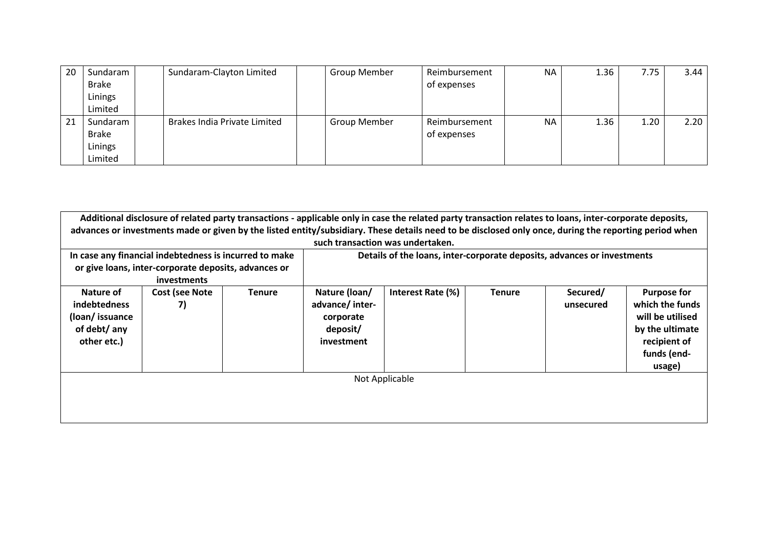| | | | | | | | | | | |
|---|---|---|---|---|---|---|---|---|---|---|
| 20 | Sundaram Brake Linings Limited | | Sundaram-Clayton Limited | | Group Member | Reimbursement of expenses | NA | 1.36 | 7.75 | 3.44 |
| 21 | Sundaram Brake Linings Limited | | Brakes India Private Limited | | Group Member | Reimbursement of expenses | NA | 1.36 | 1.20 | 2.20 |

| **Additional disclosure of related party transactions - applicable only in case the related party transaction relates to loans, inter-corporate deposits, advances or investments made or given by the listed entity/subsidiary. These details need to be disclosed only once, during the reporting period when such transaction was undertaken.** | | | | | | | |
|---|---|---|---|---|---|---|---|
| **In case any financial indebtedness is incurred to make or give loans, inter-corporate deposits, advances or investments** | | | **Details of the loans, inter-corporate deposits, advances or investments** | | | | |
| **Nature of indebtedness (loan/ issuance of debt/ any other etc.)** | **Cost (see Note 7)** | **Tenure** | **Nature (loan/ advance/ inter-corporate deposit/ investment** | **Interest Rate (%)** | **Tenure** | **Secured/ unsecured** | **Purpose for which the funds will be utilised by the ultimate recipient of funds (end-usage)** |
| Not Applicable | | | | | | | |